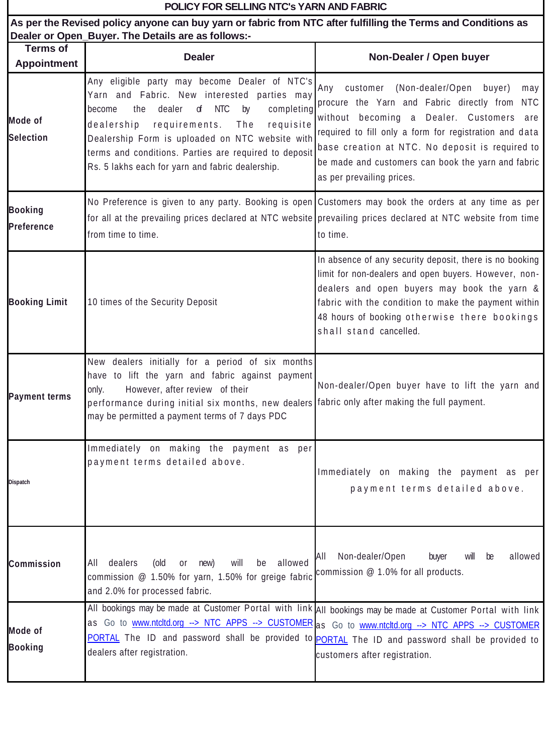# POLICY FOR SELLING NTC's YARN AND FABRIC

**As per the Revised policy anyone can buy yarn or fabric from NTC after fulfilling the Terms and Conditions as Dealer or Open_Buyer. The Details are as follows:-**

| Terms of Appointment | Dealer | Non-Dealer / Open buyer |
|---|---|---|
| **Mode of Selection** | Any eligible party may become Dealer of NTC's Yarn and Fabric. New interested parties may become the dealer of NTC by completing dealership requirements. The requisite Dealership Form is uploaded on NTC website with terms and conditions. Parties are required to deposit Rs. 5 lakhs each for yarn and fabric dealership. | Any customer (Non-dealer/Open buyer) may procure the Yarn and Fabric directly from NTC without becoming a Dealer. Customers are required to fill only a form for registration and data base creation at NTC. No deposit is required to be made and customers can book the yarn and fabric as per prevailing prices. |
| **Booking Preference** | No Preference is given to any party. Booking is open for all at the prevailing prices declared at NTC website from time to time. | Customers may book the orders at any time as per prevailing prices declared at NTC website from time to time. |
| **Booking Limit** | 10 times of the Security Deposit | In absence of any security deposit, there is no booking limit for non-dealers and open buyers. However, non-dealers and open buyers may book the yarn & fabric with the condition to make the payment within 48 hours of booking otherwise there bookings shall stand cancelled. |
| **Payment terms** | New dealers initially for a period of six months have to lift the yarn and fabric against payment only. However, after review of their performance during initial six months, new dealers may be permitted a payment terms of 7 days PDC | Non-dealer/Open buyer have to lift the yarn and fabric only after making the full payment. |
| **Dispatch** | Immediately on making the payment as per payment terms detailed above. | Immediately on making the payment as per payment terms detailed above. |
| **Commission** | All dealers (old or new) will be allowed commission @ 1.50% for yarn, 1.50% for greige fabric and 2.0% for processed fabric. | All Non-dealer/Open buyer will be allowed commission @ 1.0% for all products. |
| **Mode of Booking** | All bookings may be made at Customer Portal with link as Go to www.ntcltd.org --> NTC APPS --> CUSTOMER PORTAL The ID and password shall be provided to dealers after registration. | All bookings may be made at Customer Portal with link as Go to www.ntcltd.org --> NTC APPS --> CUSTOMER PORTAL The ID and password shall be provided to customers after registration. |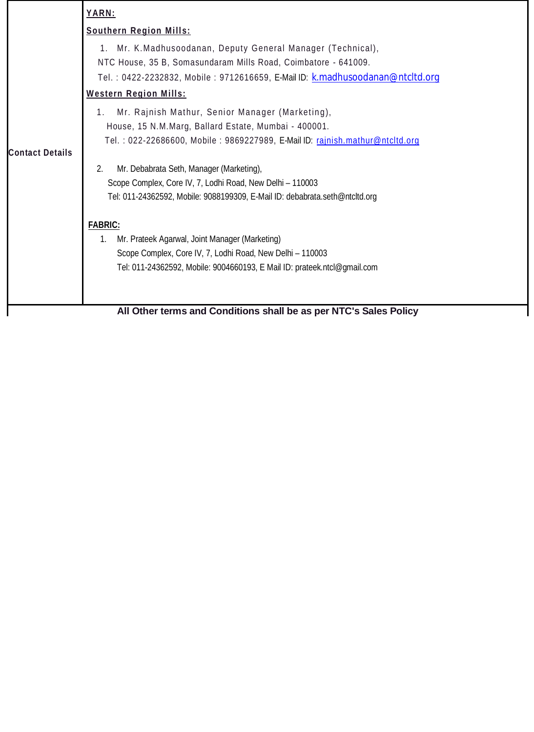| | |
|---|---|
| **Contact Details** | **YARN:**<br><br>**Southern Region Mills:**<br><br>1. Mr. K.Madhusoodanan, Deputy General Manager (Technical),<br>NTC House, 35 B, Somasundaram Mills Road, Coimbatore - 641009.<br>Tel. : 0422-2232832, Mobile : 9712616659, E-Mail ID: k.madhusoodanan@ntcltd.org<br><br>**Western Region Mills:**<br><br>1. Mr. Rajnish Mathur, Senior Manager (Marketing),<br>House, 15 N.M.Marg, Ballard Estate, Mumbai - 400001.<br>Tel. : 022-22686600, Mobile : 9869227989, E-Mail ID: rajnish.mathur@ntcltd.org<br><br>2. Mr. Debabrata Seth, Manager (Marketing),<br>Scope Complex, Core IV, 7, Lodhi Road, New Delhi – 110003<br>Tel: 011-24362592, Mobile: 9088199309, E-Mail ID: debabrata.seth@ntcltd.org<br><br>**FABRIC:**<br><br>1. Mr. Prateek Agarwal, Joint Manager (Marketing)<br>Scope Complex, Core IV, 7, Lodhi Road, New Delhi – 110003<br>Tel: 011-24362592, Mobile: 9004660193, E Mail ID: prateek.ntcl@gmail.com |

**All Other terms and Conditions shall be as per NTC's Sales Policy**